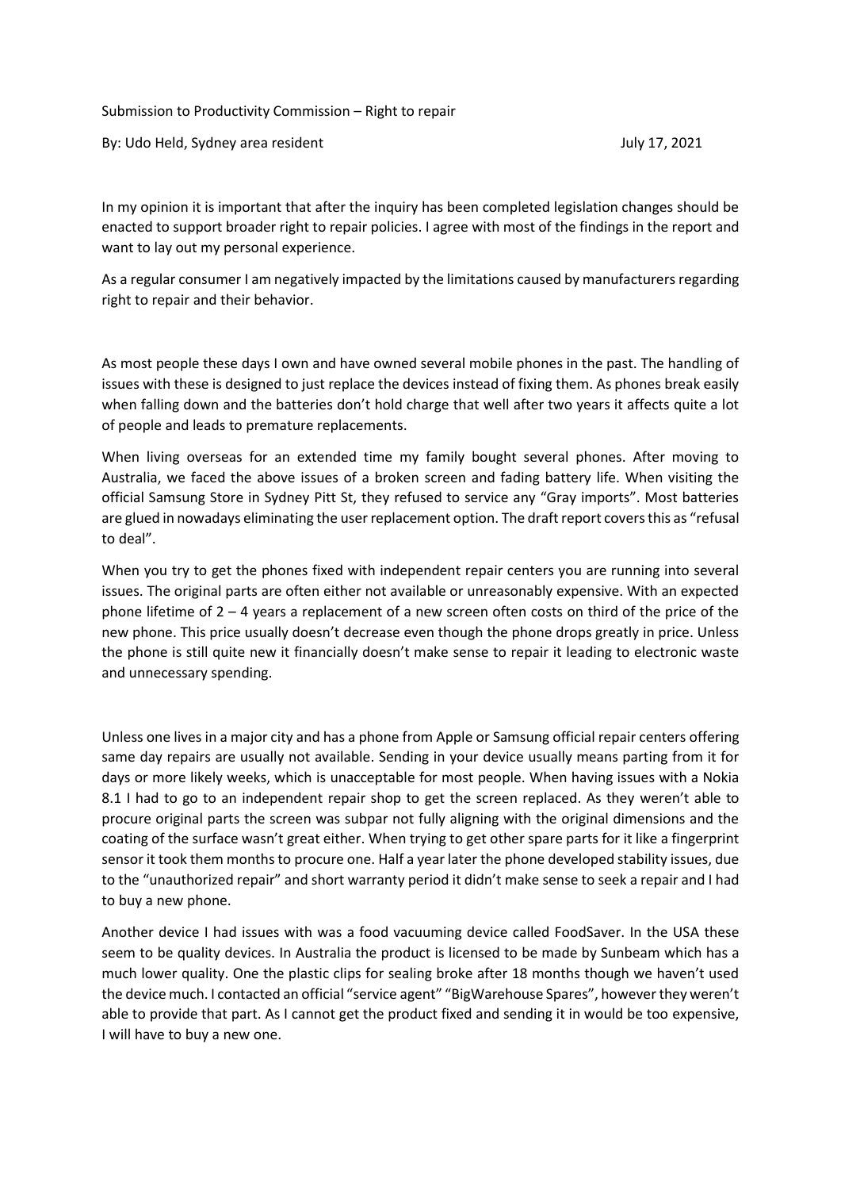Submission to Productivity Commission – Right to repair

By: Udo Held, Sydney area resident July 17, 2021

In my opinion it is important that after the inquiry has been completed legislation changes should be enacted to support broader right to repair policies. I agree with most of the findings in the report and want to lay out my personal experience.

As a regular consumer I am negatively impacted by the limitations caused by manufacturers regarding right to repair and their behavior.

As most people these days I own and have owned several mobile phones in the past. The handling of issues with these is designed to just replace the devices instead of fixing them. As phones break easily when falling down and the batteries don't hold charge that well after two years it affects quite a lot of people and leads to premature replacements.

When living overseas for an extended time my family bought several phones. After moving to Australia, we faced the above issues of a broken screen and fading battery life. When visiting the official Samsung Store in Sydney Pitt St, they refused to service any "Gray imports". Most batteries are glued in nowadays eliminating the user replacement option. The draft report covers this as "refusal to deal".

When you try to get the phones fixed with independent repair centers you are running into several issues. The original parts are often either not available or unreasonably expensive. With an expected phone lifetime of 2 – 4 years a replacement of a new screen often costs on third of the price of the new phone. This price usually doesn't decrease even though the phone drops greatly in price. Unless the phone is still quite new it financially doesn't make sense to repair it leading to electronic waste and unnecessary spending.

Unless one lives in a major city and has a phone from Apple or Samsung official repair centers offering same day repairs are usually not available. Sending in your device usually means parting from it for days or more likely weeks, which is unacceptable for most people. When having issues with a Nokia 8.1 I had to go to an independent repair shop to get the screen replaced. As they weren't able to procure original parts the screen was subpar not fully aligning with the original dimensions and the coating of the surface wasn't great either. When trying to get other spare parts for it like a fingerprint sensor it took them months to procure one. Half a year later the phone developed stability issues, due to the "unauthorized repair" and short warranty period it didn't make sense to seek a repair and I had to buy a new phone.

Another device I had issues with was a food vacuuming device called FoodSaver. In the USA these seem to be quality devices. In Australia the product is licensed to be made by Sunbeam which has a much lower quality. One the plastic clips for sealing broke after 18 months though we haven't used the device much. I contacted an official "service agent" "BigWarehouse Spares", however they weren't able to provide that part. As I cannot get the product fixed and sending it in would be too expensive, I will have to buy a new one.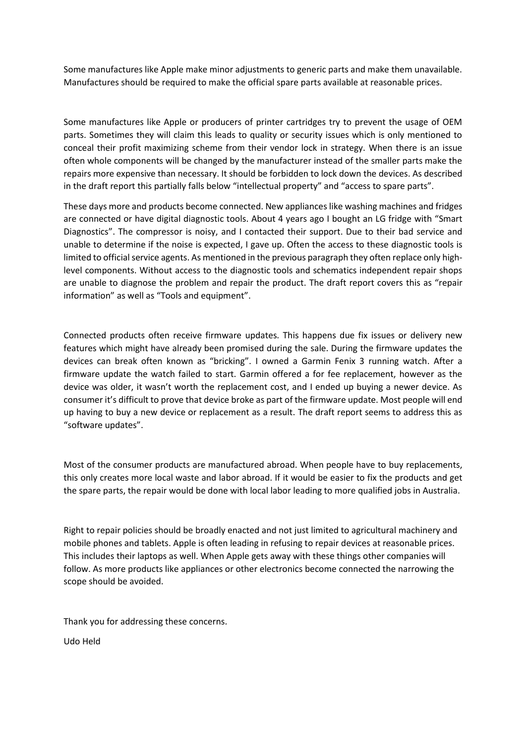Some manufactures like Apple make minor adjustments to generic parts and make them unavailable. Manufactures should be required to make the official spare parts available at reasonable prices.

Some manufactures like Apple or producers of printer cartridges try to prevent the usage of OEM parts. Sometimes they will claim this leads to quality or security issues which is only mentioned to conceal their profit maximizing scheme from their vendor lock in strategy. When there is an issue often whole components will be changed by the manufacturer instead of the smaller parts make the repairs more expensive than necessary. It should be forbidden to lock down the devices. As described in the draft report this partially falls below "intellectual property" and "access to spare parts".

These days more and products become connected. New appliances like washing machines and fridges are connected or have digital diagnostic tools. About 4 years ago I bought an LG fridge with "Smart Diagnostics". The compressor is noisy, and I contacted their support. Due to their bad service and unable to determine if the noise is expected, I gave up. Often the access to these diagnostic tools is limited to official service agents. As mentioned in the previous paragraph they often replace only high-level components. Without access to the diagnostic tools and schematics independent repair shops are unable to diagnose the problem and repair the product. The draft report covers this as "repair information" as well as "Tools and equipment".

Connected products often receive firmware updates. This happens due fix issues or delivery new features which might have already been promised during the sale. During the firmware updates the devices can break often known as "bricking". I owned a Garmin Fenix 3 running watch. After a firmware update the watch failed to start. Garmin offered a for fee replacement, however as the device was older, it wasn't worth the replacement cost, and I ended up buying a newer device. As consumer it's difficult to prove that device broke as part of the firmware update. Most people will end up having to buy a new device or replacement as a result. The draft report seems to address this as "software updates".

Most of the consumer products are manufactured abroad. When people have to buy replacements, this only creates more local waste and labor abroad. If it would be easier to fix the products and get the spare parts, the repair would be done with local labor leading to more qualified jobs in Australia.

Right to repair policies should be broadly enacted and not just limited to agricultural machinery and mobile phones and tablets. Apple is often leading in refusing to repair devices at reasonable prices. This includes their laptops as well. When Apple gets away with these things other companies will follow. As more products like appliances or other electronics become connected the narrowing the scope should be avoided.

Thank you for addressing these concerns.

Udo Held